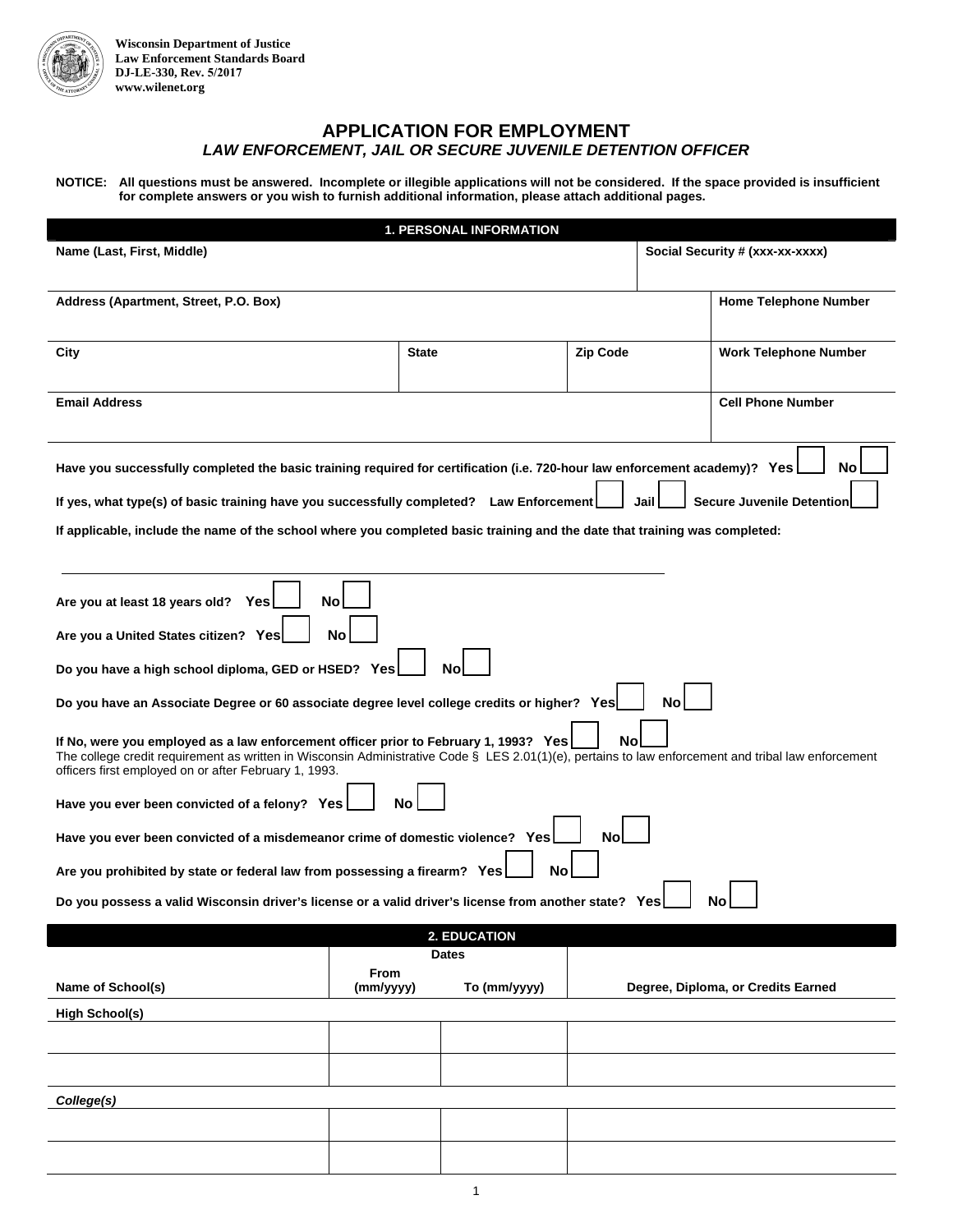Wisconsin Department of Justice
Law Enforcement Standards Board
DJ-LE-330, Rev. 5/2017
www.wilenet.org

# APPLICATION FOR EMPLOYMENT

## *LAW ENFORCEMENT, JAIL OR SECURE JUVENILE DETENTION OFFICER*

**NOTICE: All questions must be answered. Incomplete or illegible applications will not be considered. If the space provided is insufficient for complete answers or you wish to furnish additional information, please attach additional pages.**

### 1. PERSONAL INFORMATION

| Name (Last, First, Middle) | | | Social Security # (xxx-xx-xxxx) |
|---|---|---|---|
| | | | |
| **Address (Apartment, Street, P.O. Box)** | | | **Home Telephone Number** |
| | | | |
| **City** | **State** | **Zip Code** | **Work Telephone Number** |
| | | | |
| **Email Address** | | | **Cell Phone Number** |
| | | | |

**Have you successfully completed the basic training required for certification (i.e. 720-hour law enforcement academy)? Yes ☐ No ☐**

**If yes, what type(s) of basic training have you successfully completed? Law Enforcement ☐ Jail ☐ Secure Juvenile Detention ☐**

**If applicable, include the name of the school where you completed basic training and the date that training was completed:**

_______________________________________________

**Are you at least 18 years old? Yes ☐ No ☐**

**Are you a United States citizen? Yes ☐ No ☐**

**Do you have a high school diploma, GED or HSED? Yes ☐ No ☐**

**Do you have an Associate Degree or 60 associate degree level college credits or higher? Yes ☐ No ☐**

**If No, were you employed as a law enforcement officer prior to February 1, 1993? Yes ☐ No ☐**
The college credit requirement as written in Wisconsin Administrative Code § LES 2.01(1)(e), pertains to law enforcement and tribal law enforcement officers first employed on or after February 1, 1993.

**Have you ever been convicted of a felony? Yes ☐ No ☐**

**Have you ever been convicted of a misdemeanor crime of domestic violence? Yes ☐ No ☐**

**Are you prohibited by state or federal law from possessing a firearm? Yes ☐ No ☐**

**Do you possess a valid Wisconsin driver's license or a valid driver's license from another state? Yes ☐ No ☐**

### 2. EDUCATION

| Name of School(s) | Dates From (mm/yyyy) | Dates To (mm/yyyy) | Degree, Diploma, or Credits Earned |
|---|---|---|---|
| **High School(s)** | | | |
| | | | |
| | | | |
| ***College(s)*** | | | |
| | | | |
| | | | |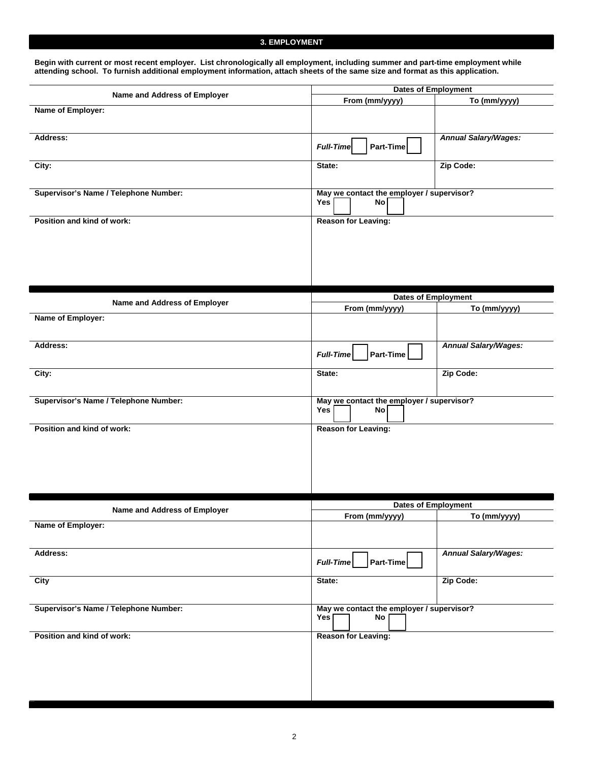## 3. EMPLOYMENT

**Begin with current or most recent employer. List chronologically all employment, including summer and part-time employment while attending school. To furnish additional employment information, attach sheets of the same size and format as this application.**

| Name and Address of Employer | Dates of Employment | |
|---|---|---|
| | From (mm/yyyy) | To (mm/yyyy) |
| **Name of Employer:** | | |
| **Address:** | ***Full-Time*** ☐ **Part-Time** ☐ | ***Annual Salary/Wages:*** |
| **City:** | **State:** | **Zip Code:** |
| **Supervisor's Name / Telephone Number:** | **May we contact the employer / supervisor?** **Yes** ☐ **No** ☐ | |
| **Position and kind of work:** | **Reason for Leaving:** | |

| Name and Address of Employer | Dates of Employment | |
|---|---|---|
| | From (mm/yyyy) | To (mm/yyyy) |
| **Name of Employer:** | | |
| **Address:** | ***Full-Time*** ☐ **Part-Time** ☐ | ***Annual Salary/Wages:*** |
| **City:** | **State:** | **Zip Code:** |
| **Supervisor's Name / Telephone Number:** | **May we contact the employer / supervisor?** **Yes** ☐ **No** ☐ | |
| **Position and kind of work:** | **Reason for Leaving:** | |

| Name and Address of Employer | Dates of Employment | |
|---|---|---|
| | From (mm/yyyy) | To (mm/yyyy) |
| **Name of Employer:** | | |
| **Address:** | ***Full-Time*** ☐ **Part-Time** ☐ | ***Annual Salary/Wages:*** |
| **City** | **State:** | **Zip Code:** |
| **Supervisor's Name / Telephone Number:** | **May we contact the employer / supervisor?** **Yes** ☐ **No** ☐ | |
| **Position and kind of work:** | **Reason for Leaving:** | |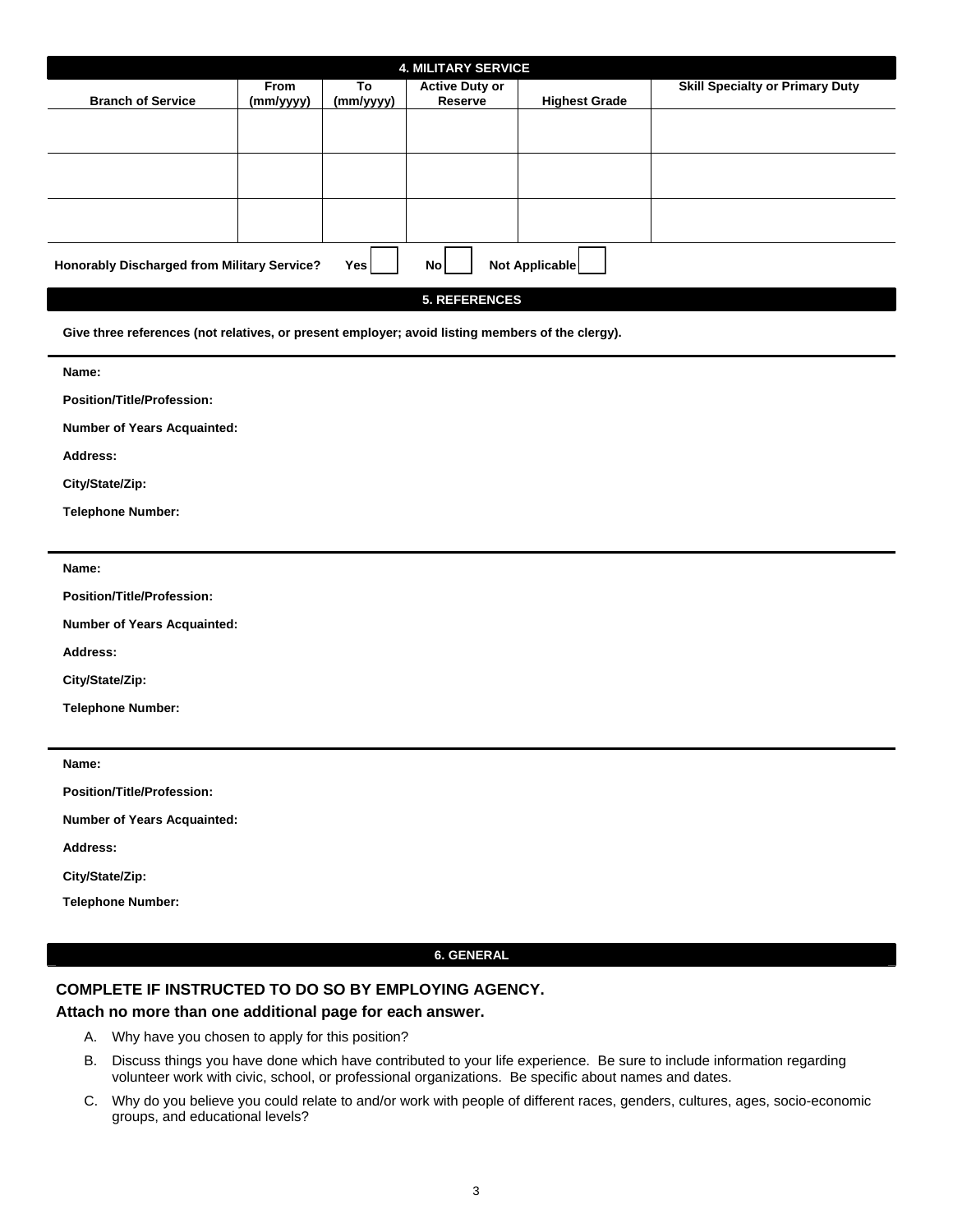## 4. MILITARY SERVICE

| Branch of Service | From (mm/yyyy) | To (mm/yyyy) | Active Duty or Reserve | Highest Grade | Skill Specialty or Primary Duty |
|---|---|---|---|---|---|
| | | | | | |
| | | | | | |
| | | | | | |

**Honorably Discharged from Military Service?** **Yes** ☐ **No** ☐ **Not Applicable** ☐

## 5. REFERENCES

**Give three references (not relatives, or present employer; avoid listing members of the clergy).**

**Name:**

**Position/Title/Profession:**

**Number of Years Acquainted:**

**Address:**

**City/State/Zip:**

**Telephone Number:**

---

**Name:**

**Position/Title/Profession:**

**Number of Years Acquainted:**

**Address:**

**City/State/Zip:**

**Telephone Number:**

---

**Name:**

**Position/Title/Profession:**

**Number of Years Acquainted:**

**Address:**

**City/State/Zip:**

**Telephone Number:**

## 6. GENERAL

**COMPLETE IF INSTRUCTED TO DO SO BY EMPLOYING AGENCY.**

**Attach no more than one additional page for each answer.**

A. Why have you chosen to apply for this position?

B. Discuss things you have done which have contributed to your life experience. Be sure to include information regarding volunteer work with civic, school, or professional organizations. Be specific about names and dates.

C. Why do you believe you could relate to and/or work with people of different races, genders, cultures, ages, socio-economic groups, and educational levels?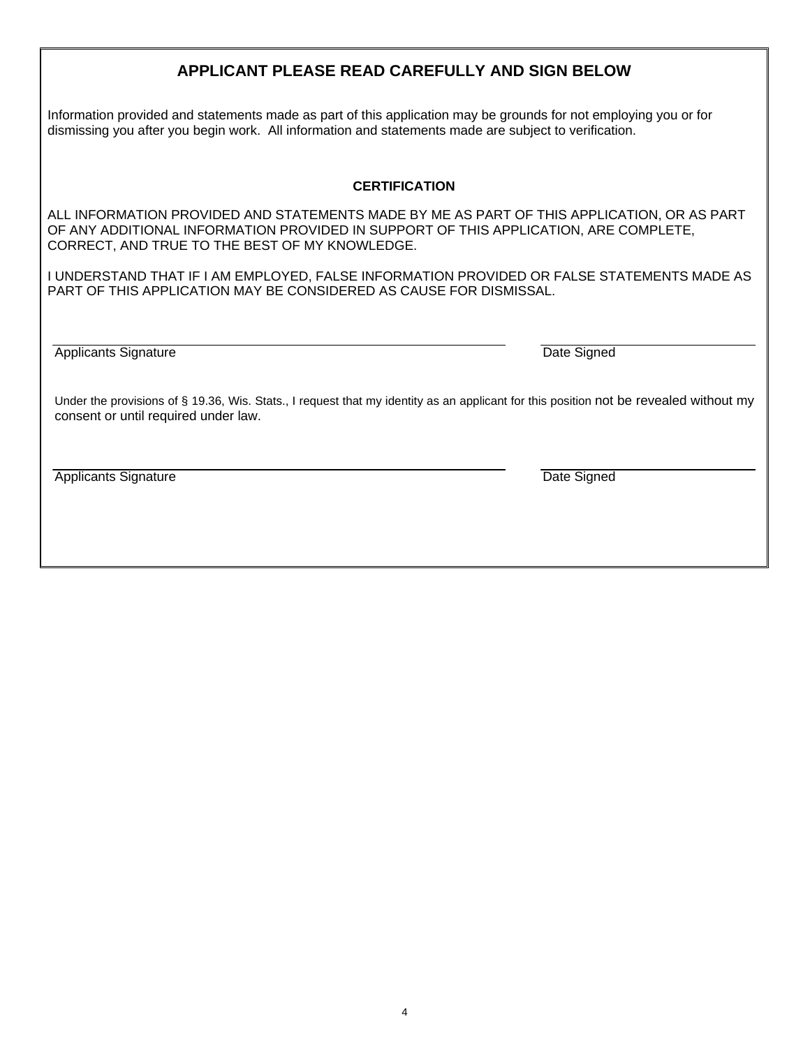## APPLICANT PLEASE READ CAREFULLY AND SIGN BELOW

Information provided and statements made as part of this application may be grounds for not employing you or for dismissing you after you begin work. All information and statements made are subject to verification.

**CERTIFICATION**

ALL INFORMATION PROVIDED AND STATEMENTS MADE BY ME AS PART OF THIS APPLICATION, OR AS PART OF ANY ADDITIONAL INFORMATION PROVIDED IN SUPPORT OF THIS APPLICATION, ARE COMPLETE, CORRECT, AND TRUE TO THE BEST OF MY KNOWLEDGE.

I UNDERSTAND THAT IF I AM EMPLOYED, FALSE INFORMATION PROVIDED OR FALSE STATEMENTS MADE AS PART OF THIS APPLICATION MAY BE CONSIDERED AS CAUSE FOR DISMISSAL.

Applicants Signature ______________________________ Date Signed ______________

Under the provisions of § 19.36, Wis. Stats., I request that my identity as an applicant for this position not be revealed without my consent or until required under law.

Applicants Signature ______________________________ Date Signed ______________